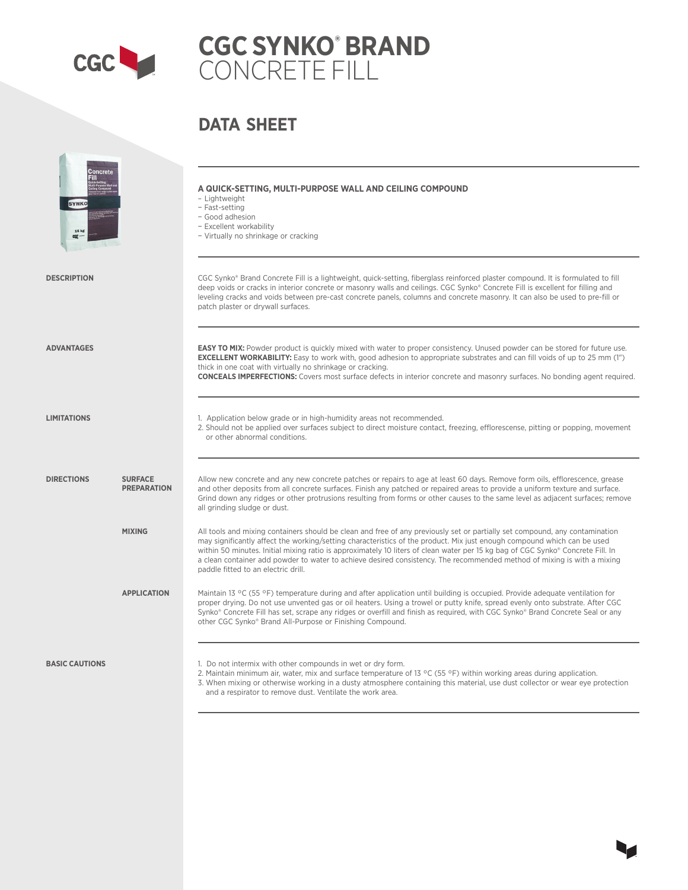# CGC SYNKO® BRAND CONCRETE FILL

## DATA SHEET

### A QUICK-SETTING, MULTI-PURPOSE WALL AND CEILING COMPOUND

- Lightweight
- Fast-setting
- Good adhesion
- Excellent workability
- Virtually no shrinkage or cracking

### DESCRIPTION

CGC Synko® Brand Concrete Fill is a lightweight, quick-setting, fiberglass reinforced plaster compound. It is formulated to fill deep voids or cracks in interior concrete or masonry walls and ceilings. CGC Synko® Concrete Fill is excellent for filling and leveling cracks and voids between pre-cast concrete panels, columns and concrete masonry. It can also be used to pre-fill or patch plaster or drywall surfaces.

### ADVANTAGES

**EASY TO MIX:** Powder product is quickly mixed with water to proper consistency. Unused powder can be stored for future use.
**EXCELLENT WORKABILITY:** Easy to work with, good adhesion to appropriate substrates and can fill voids of up to 25 mm (1") thick in one coat with virtually no shrinkage or cracking.
**CONCEALS IMPERFECTIONS:** Covers most surface defects in interior concrete and masonry surfaces. No bonding agent required.

### LIMITATIONS

1. Application below grade or in high-humidity areas not recommended.
2. Should not be applied over surfaces subject to direct moisture contact, freezing, efflorescense, pitting or popping, movement or other abnormal conditions.

### DIRECTIONS

#### SURFACE PREPARATION

Allow new concrete and any new concrete patches or repairs to age at least 60 days. Remove form oils, efflorescence, grease and other deposits from all concrete surfaces. Finish any patched or repaired areas to provide a uniform texture and surface. Grind down any ridges or other protrusions resulting from forms or other causes to the same level as adjacent surfaces; remove all grinding sludge or dust.

#### MIXING

All tools and mixing containers should be clean and free of any previously set or partially set compound, any contamination may significantly affect the working/setting characteristics of the product. Mix just enough compound which can be used within 50 minutes. Initial mixing ratio is approximately 10 liters of clean water per 15 kg bag of CGC Synko® Concrete Fill. In a clean container add powder to water to achieve desired consistency. The recommended method of mixing is with a mixing paddle fitted to an electric drill.

#### APPLICATION

Maintain 13 °C (55 °F) temperature during and after application until building is occupied. Provide adequate ventilation for proper drying. Do not use unvented gas or oil heaters. Using a trowel or putty knife, spread evenly onto substrate. After CGC Synko® Concrete Fill has set, scrape any ridges or overfill and finish as required, with CGC Synko® Brand Concrete Seal or any other CGC Synko® Brand All-Purpose or Finishing Compound.

### BASIC CAUTIONS

1. Do not intermix with other compounds in wet or dry form.
2. Maintain minimum air, water, mix and surface temperature of 13 °C (55 °F) within working areas during application.
3. When mixing or otherwise working in a dusty atmosphere containing this material, use dust collector or wear eye protection and a respirator to remove dust. Ventilate the work area.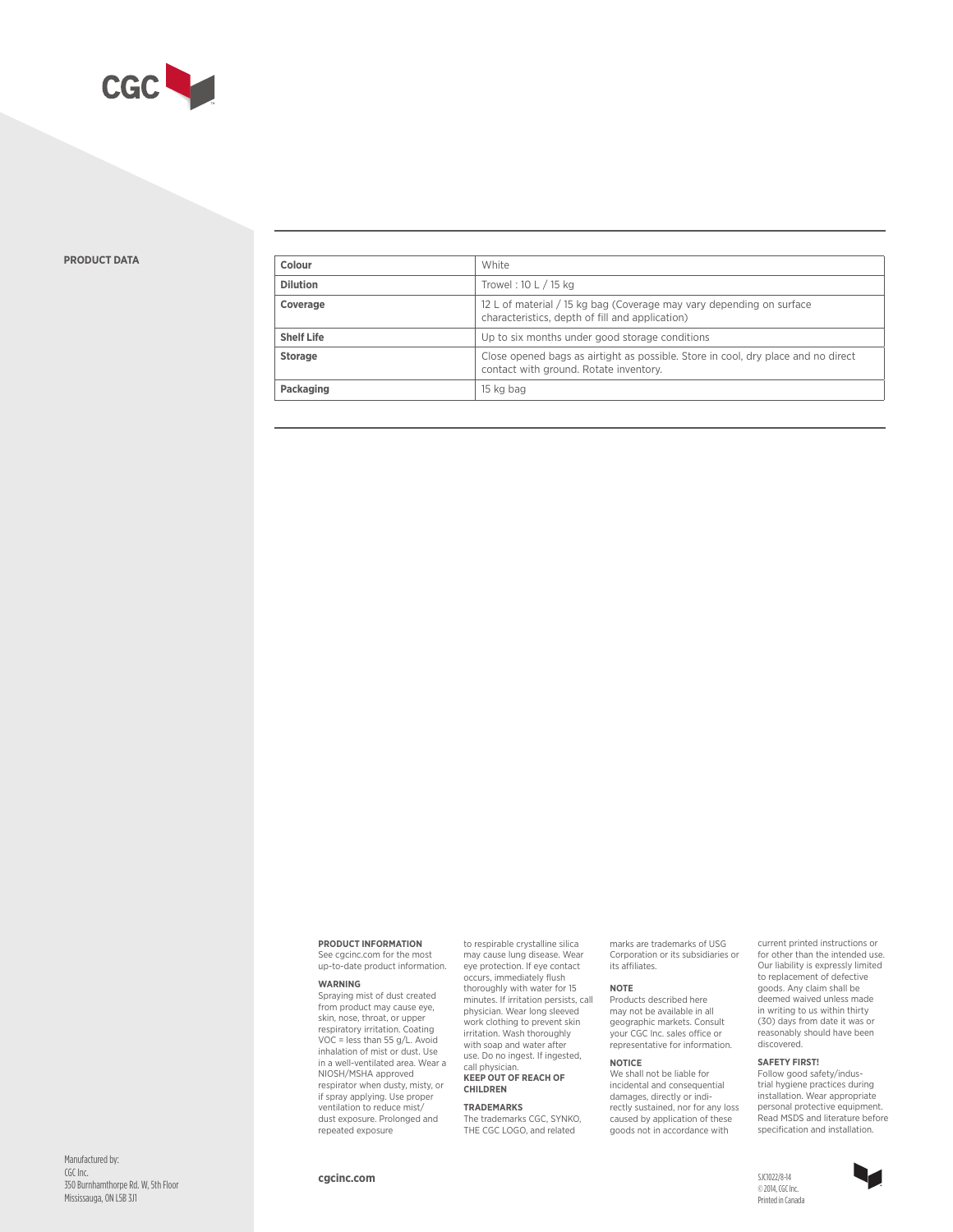## PRODUCT DATA

| | |
|---|---|
| **Colour** | White |
| **Dilution** | Trowel : 10 L / 15 kg |
| **Coverage** | 12 L of material / 15 kg bag (Coverage may vary depending on surface characteristics, depth of fill and application) |
| **Shelf Life** | Up to six months under good storage conditions |
| **Storage** | Close opened bags as airtight as possible. Store in cool, dry place and no direct contact with ground. Rotate inventory. |
| **Packaging** | 15 kg bag |

**PRODUCT INFORMATION**
See cgcinc.com for the most up-to-date product information.

**WARNING**
Spraying mist of dust created from product may cause eye, skin, nose, throat, or upper respiratory irritation. Coating VOC = less than 55 g/L. Avoid inhalation of mist or dust. Use in a well-ventilated area. Wear a NIOSH/MSHA approved respirator when dusty, misty, or if spray applying. Use proper ventilation to reduce mist/dust exposure. Prolonged and repeated exposure to respirable crystalline silica may cause lung disease. Wear eye protection. If eye contact occurs, immediately flush thoroughly with water for 15 minutes. If irritation persists, call physician. Wear long sleeved work clothing to prevent skin irritation. Wash thoroughly with soap and water after use. Do no ingest. If ingested, call physician.
**KEEP OUT OF REACH OF CHILDREN**

**TRADEMARKS**
The trademarks CGC, SYNKO, THE CGC LOGO, and related marks are trademarks of USG Corporation or its subsidiaries or its affiliates.

**NOTE**
Products described here may not be available in all geographic markets. Consult your CGC Inc. sales office or representative for information.

**NOTICE**
We shall not be liable for incidental and consequential damages, directly or indirectly sustained, nor for any loss caused by application of these goods not in accordance with current printed instructions or for other than the intended use. Our liability is expressly limited to replacement of defective goods. Any claim shall be deemed waived unless made in writing to us within thirty (30) days from date it was or reasonably should have been discovered.

**SAFETY FIRST!**
Follow good safety/industrial hygiene practices during installation. Wear appropriate personal protective equipment. Read MSDS and literature before specification and installation.

Manufactured by:
CGC Inc.
350 Burnhamthorpe Rd. W, 5th Floor
Mississauga, ON L5B 3J1

**cgcinc.com**

SJC1022/8-14
© 2014, CGC Inc.
Printed in Canada